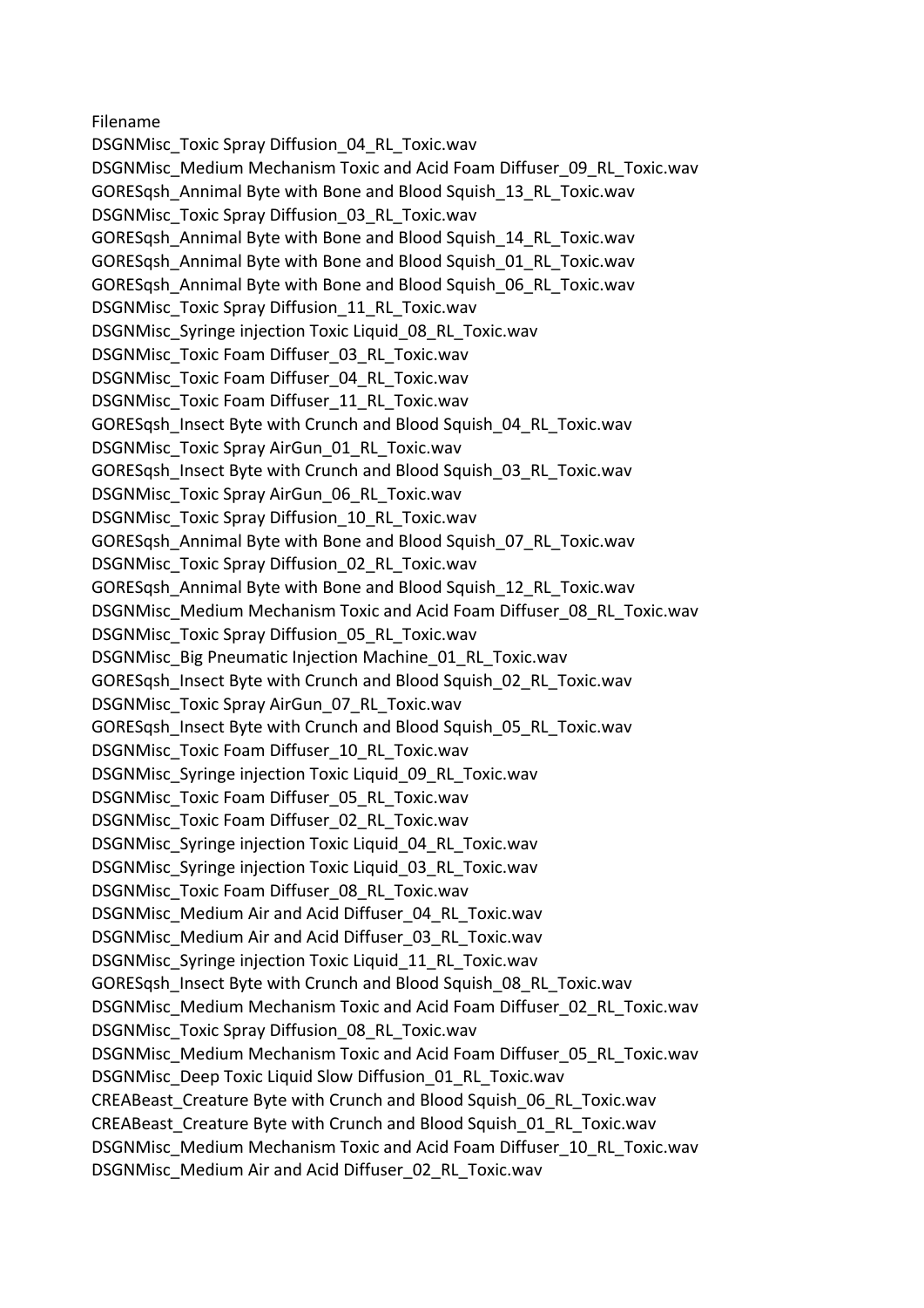Filename
DSGNMisc_Toxic Spray Diffusion_04_RL_Toxic.wav
DSGNMisc_Medium Mechanism Toxic and Acid Foam Diffuser_09_RL_Toxic.wav
GORESqsh_Annimal Byte with Bone and Blood Squish_13_RL_Toxic.wav
DSGNMisc_Toxic Spray Diffusion_03_RL_Toxic.wav
GORESqsh_Annimal Byte with Bone and Blood Squish_14_RL_Toxic.wav
GORESqsh_Annimal Byte with Bone and Blood Squish_01_RL_Toxic.wav
GORESqsh_Annimal Byte with Bone and Blood Squish_06_RL_Toxic.wav
DSGNMisc_Toxic Spray Diffusion_11_RL_Toxic.wav
DSGNMisc_Syringe injection Toxic Liquid_08_RL_Toxic.wav
DSGNMisc_Toxic Foam Diffuser_03_RL_Toxic.wav
DSGNMisc_Toxic Foam Diffuser_04_RL_Toxic.wav
DSGNMisc_Toxic Foam Diffuser_11_RL_Toxic.wav
GORESqsh_Insect Byte with Crunch and Blood Squish_04_RL_Toxic.wav
DSGNMisc_Toxic Spray AirGun_01_RL_Toxic.wav
GORESqsh_Insect Byte with Crunch and Blood Squish_03_RL_Toxic.wav
DSGNMisc_Toxic Spray AirGun_06_RL_Toxic.wav
DSGNMisc_Toxic Spray Diffusion_10_RL_Toxic.wav
GORESqsh_Annimal Byte with Bone and Blood Squish_07_RL_Toxic.wav
DSGNMisc_Toxic Spray Diffusion_02_RL_Toxic.wav
GORESqsh_Annimal Byte with Bone and Blood Squish_12_RL_Toxic.wav
DSGNMisc_Medium Mechanism Toxic and Acid Foam Diffuser_08_RL_Toxic.wav
DSGNMisc_Toxic Spray Diffusion_05_RL_Toxic.wav
DSGNMisc_Big Pneumatic Injection Machine_01_RL_Toxic.wav
GORESqsh_Insect Byte with Crunch and Blood Squish_02_RL_Toxic.wav
DSGNMisc_Toxic Spray AirGun_07_RL_Toxic.wav
GORESqsh_Insect Byte with Crunch and Blood Squish_05_RL_Toxic.wav
DSGNMisc_Toxic Foam Diffuser_10_RL_Toxic.wav
DSGNMisc_Syringe injection Toxic Liquid_09_RL_Toxic.wav
DSGNMisc_Toxic Foam Diffuser_05_RL_Toxic.wav
DSGNMisc_Toxic Foam Diffuser_02_RL_Toxic.wav
DSGNMisc_Syringe injection Toxic Liquid_04_RL_Toxic.wav
DSGNMisc_Syringe injection Toxic Liquid_03_RL_Toxic.wav
DSGNMisc_Toxic Foam Diffuser_08_RL_Toxic.wav
DSGNMisc_Medium Air and Acid Diffuser_04_RL_Toxic.wav
DSGNMisc_Medium Air and Acid Diffuser_03_RL_Toxic.wav
DSGNMisc_Syringe injection Toxic Liquid_11_RL_Toxic.wav
GORESqsh_Insect Byte with Crunch and Blood Squish_08_RL_Toxic.wav
DSGNMisc_Medium Mechanism Toxic and Acid Foam Diffuser_02_RL_Toxic.wav
DSGNMisc_Toxic Spray Diffusion_08_RL_Toxic.wav
DSGNMisc_Medium Mechanism Toxic and Acid Foam Diffuser_05_RL_Toxic.wav
DSGNMisc_Deep Toxic Liquid Slow Diffusion_01_RL_Toxic.wav
CREABeast_Creature Byte with Crunch and Blood Squish_06_RL_Toxic.wav
CREABeast_Creature Byte with Crunch and Blood Squish_01_RL_Toxic.wav
DSGNMisc_Medium Mechanism Toxic and Acid Foam Diffuser_10_RL_Toxic.wav
DSGNMisc_Medium Air and Acid Diffuser_02_RL_Toxic.wav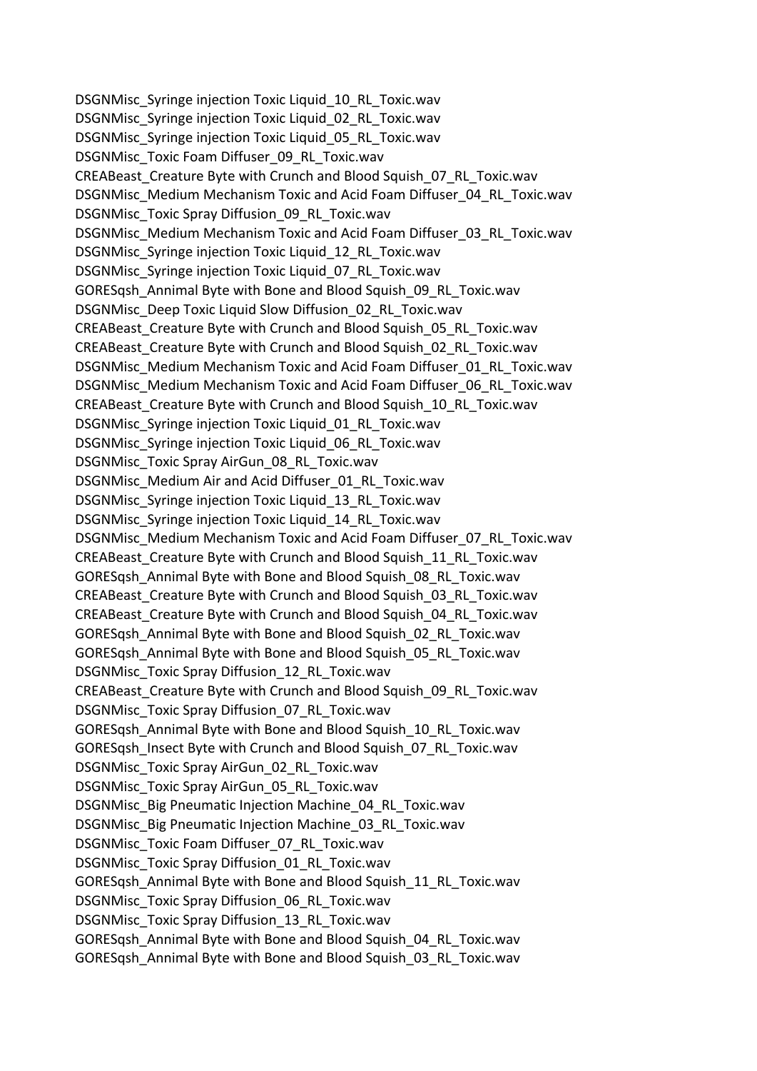DSGNMisc_Syringe injection Toxic Liquid_10_RL_Toxic.wav
DSGNMisc_Syringe injection Toxic Liquid_02_RL_Toxic.wav
DSGNMisc_Syringe injection Toxic Liquid_05_RL_Toxic.wav
DSGNMisc_Toxic Foam Diffuser_09_RL_Toxic.wav
CREABeast_Creature Byte with Crunch and Blood Squish_07_RL_Toxic.wav
DSGNMisc_Medium Mechanism Toxic and Acid Foam Diffuser_04_RL_Toxic.wav
DSGNMisc_Toxic Spray Diffusion_09_RL_Toxic.wav
DSGNMisc_Medium Mechanism Toxic and Acid Foam Diffuser_03_RL_Toxic.wav
DSGNMisc_Syringe injection Toxic Liquid_12_RL_Toxic.wav
DSGNMisc_Syringe injection Toxic Liquid_07_RL_Toxic.wav
GORESqsh_Annimal Byte with Bone and Blood Squish_09_RL_Toxic.wav
DSGNMisc_Deep Toxic Liquid Slow Diffusion_02_RL_Toxic.wav
CREABeast_Creature Byte with Crunch and Blood Squish_05_RL_Toxic.wav
CREABeast_Creature Byte with Crunch and Blood Squish_02_RL_Toxic.wav
DSGNMisc_Medium Mechanism Toxic and Acid Foam Diffuser_01_RL_Toxic.wav
DSGNMisc_Medium Mechanism Toxic and Acid Foam Diffuser_06_RL_Toxic.wav
CREABeast_Creature Byte with Crunch and Blood Squish_10_RL_Toxic.wav
DSGNMisc_Syringe injection Toxic Liquid_01_RL_Toxic.wav
DSGNMisc_Syringe injection Toxic Liquid_06_RL_Toxic.wav
DSGNMisc_Toxic Spray AirGun_08_RL_Toxic.wav
DSGNMisc_Medium Air and Acid Diffuser_01_RL_Toxic.wav
DSGNMisc_Syringe injection Toxic Liquid_13_RL_Toxic.wav
DSGNMisc_Syringe injection Toxic Liquid_14_RL_Toxic.wav
DSGNMisc_Medium Mechanism Toxic and Acid Foam Diffuser_07_RL_Toxic.wav
CREABeast_Creature Byte with Crunch and Blood Squish_11_RL_Toxic.wav
GORESqsh_Annimal Byte with Bone and Blood Squish_08_RL_Toxic.wav
CREABeast_Creature Byte with Crunch and Blood Squish_03_RL_Toxic.wav
CREABeast_Creature Byte with Crunch and Blood Squish_04_RL_Toxic.wav
GORESqsh_Annimal Byte with Bone and Blood Squish_02_RL_Toxic.wav
GORESqsh_Annimal Byte with Bone and Blood Squish_05_RL_Toxic.wav
DSGNMisc_Toxic Spray Diffusion_12_RL_Toxic.wav
CREABeast_Creature Byte with Crunch and Blood Squish_09_RL_Toxic.wav
DSGNMisc_Toxic Spray Diffusion_07_RL_Toxic.wav
GORESqsh_Annimal Byte with Bone and Blood Squish_10_RL_Toxic.wav
GORESqsh_Insect Byte with Crunch and Blood Squish_07_RL_Toxic.wav
DSGNMisc_Toxic Spray AirGun_02_RL_Toxic.wav
DSGNMisc_Toxic Spray AirGun_05_RL_Toxic.wav
DSGNMisc_Big Pneumatic Injection Machine_04_RL_Toxic.wav
DSGNMisc_Big Pneumatic Injection Machine_03_RL_Toxic.wav
DSGNMisc_Toxic Foam Diffuser_07_RL_Toxic.wav
DSGNMisc_Toxic Spray Diffusion_01_RL_Toxic.wav
GORESqsh_Annimal Byte with Bone and Blood Squish_11_RL_Toxic.wav
DSGNMisc_Toxic Spray Diffusion_06_RL_Toxic.wav
DSGNMisc_Toxic Spray Diffusion_13_RL_Toxic.wav
GORESqsh_Annimal Byte with Bone and Blood Squish_04_RL_Toxic.wav
GORESqsh_Annimal Byte with Bone and Blood Squish_03_RL_Toxic.wav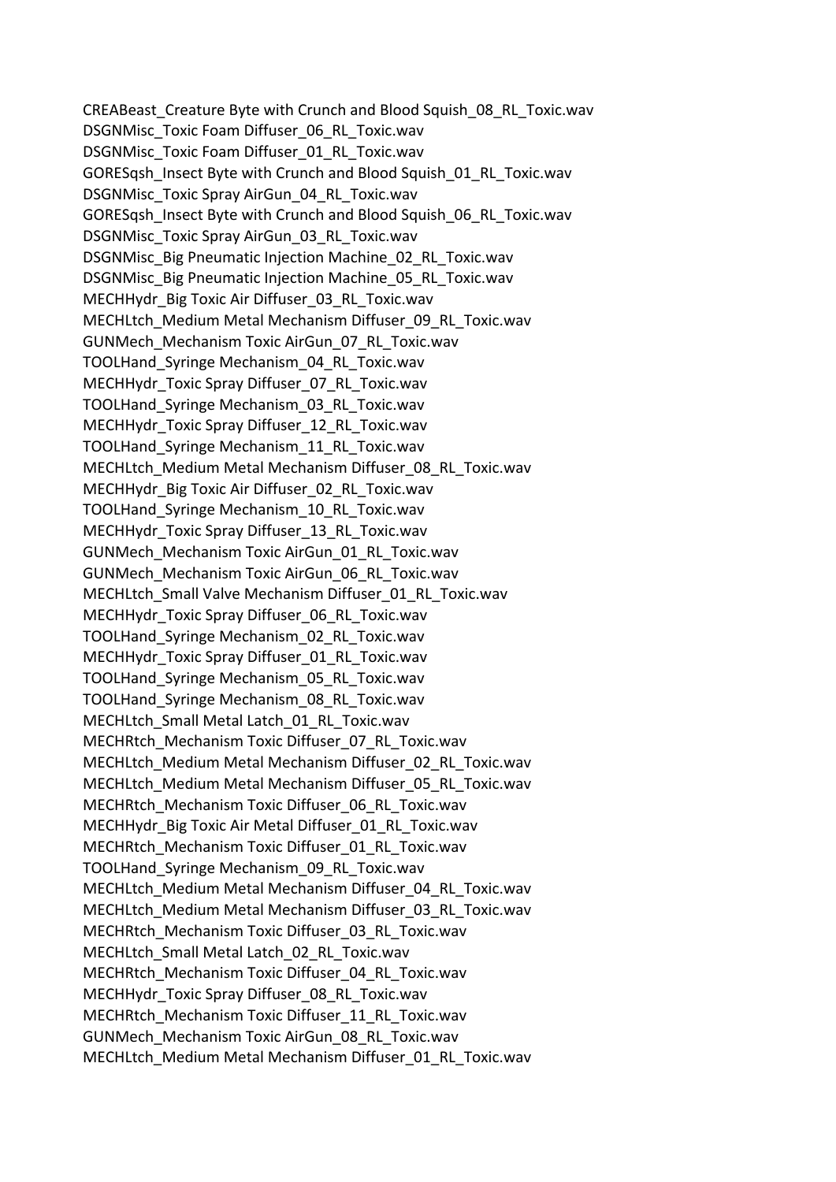CREABeast_Creature Byte with Crunch and Blood Squish_08_RL_Toxic.wav
DSGNMisc_Toxic Foam Diffuser_06_RL_Toxic.wav
DSGNMisc_Toxic Foam Diffuser_01_RL_Toxic.wav
GORESqsh_Insect Byte with Crunch and Blood Squish_01_RL_Toxic.wav
DSGNMisc_Toxic Spray AirGun_04_RL_Toxic.wav
GORESqsh_Insect Byte with Crunch and Blood Squish_06_RL_Toxic.wav
DSGNMisc_Toxic Spray AirGun_03_RL_Toxic.wav
DSGNMisc_Big Pneumatic Injection Machine_02_RL_Toxic.wav
DSGNMisc_Big Pneumatic Injection Machine_05_RL_Toxic.wav
MECHHydr_Big Toxic Air Diffuser_03_RL_Toxic.wav
MECHLtch_Medium Metal Mechanism Diffuser_09_RL_Toxic.wav
GUNMech_Mechanism Toxic AirGun_07_RL_Toxic.wav
TOOLHand_Syringe Mechanism_04_RL_Toxic.wav
MECHHydr_Toxic Spray Diffuser_07_RL_Toxic.wav
TOOLHand_Syringe Mechanism_03_RL_Toxic.wav
MECHHydr_Toxic Spray Diffuser_12_RL_Toxic.wav
TOOLHand_Syringe Mechanism_11_RL_Toxic.wav
MECHLtch_Medium Metal Mechanism Diffuser_08_RL_Toxic.wav
MECHHydr_Big Toxic Air Diffuser_02_RL_Toxic.wav
TOOLHand_Syringe Mechanism_10_RL_Toxic.wav
MECHHydr_Toxic Spray Diffuser_13_RL_Toxic.wav
GUNMech_Mechanism Toxic AirGun_01_RL_Toxic.wav
GUNMech_Mechanism Toxic AirGun_06_RL_Toxic.wav
MECHLtch_Small Valve Mechanism Diffuser_01_RL_Toxic.wav
MECHHydr_Toxic Spray Diffuser_06_RL_Toxic.wav
TOOLHand_Syringe Mechanism_02_RL_Toxic.wav
MECHHydr_Toxic Spray Diffuser_01_RL_Toxic.wav
TOOLHand_Syringe Mechanism_05_RL_Toxic.wav
TOOLHand_Syringe Mechanism_08_RL_Toxic.wav
MECHLtch_Small Metal Latch_01_RL_Toxic.wav
MECHRtch_Mechanism Toxic Diffuser_07_RL_Toxic.wav
MECHLtch_Medium Metal Mechanism Diffuser_02_RL_Toxic.wav
MECHLtch_Medium Metal Mechanism Diffuser_05_RL_Toxic.wav
MECHRtch_Mechanism Toxic Diffuser_06_RL_Toxic.wav
MECHHydr_Big Toxic Air Metal Diffuser_01_RL_Toxic.wav
MECHRtch_Mechanism Toxic Diffuser_01_RL_Toxic.wav
TOOLHand_Syringe Mechanism_09_RL_Toxic.wav
MECHLtch_Medium Metal Mechanism Diffuser_04_RL_Toxic.wav
MECHLtch_Medium Metal Mechanism Diffuser_03_RL_Toxic.wav
MECHRtch_Mechanism Toxic Diffuser_03_RL_Toxic.wav
MECHLtch_Small Metal Latch_02_RL_Toxic.wav
MECHRtch_Mechanism Toxic Diffuser_04_RL_Toxic.wav
MECHHydr_Toxic Spray Diffuser_08_RL_Toxic.wav
MECHRtch_Mechanism Toxic Diffuser_11_RL_Toxic.wav
GUNMech_Mechanism Toxic AirGun_08_RL_Toxic.wav
MECHLtch_Medium Metal Mechanism Diffuser_01_RL_Toxic.wav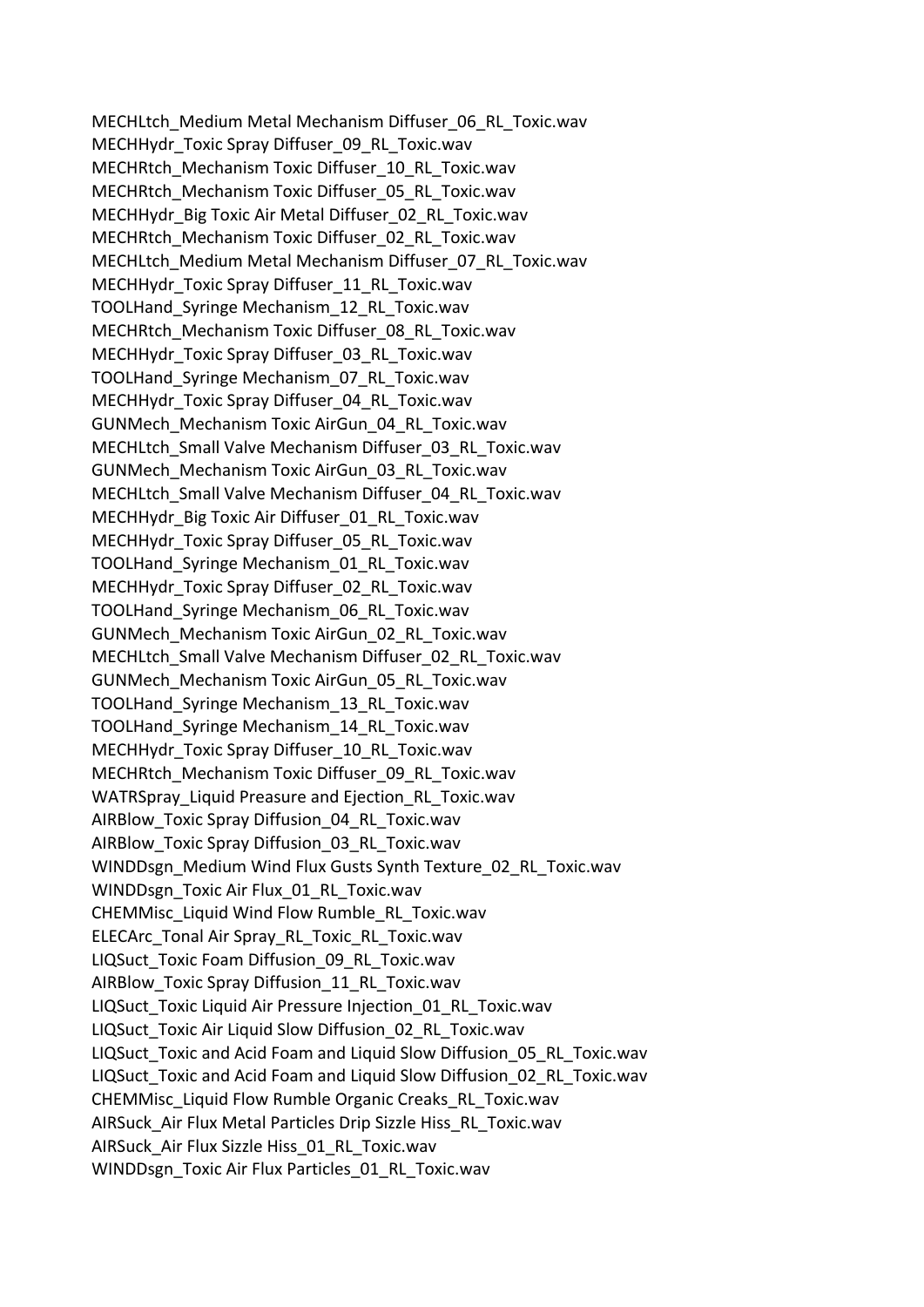MECHLtch_Medium Metal Mechanism Diffuser_06_RL_Toxic.wav
MECHHydr_Toxic Spray Diffuser_09_RL_Toxic.wav
MECHRtch_Mechanism Toxic Diffuser_10_RL_Toxic.wav
MECHRtch_Mechanism Toxic Diffuser_05_RL_Toxic.wav
MECHHydr_Big Toxic Air Metal Diffuser_02_RL_Toxic.wav
MECHRtch_Mechanism Toxic Diffuser_02_RL_Toxic.wav
MECHLtch_Medium Metal Mechanism Diffuser_07_RL_Toxic.wav
MECHHydr_Toxic Spray Diffuser_11_RL_Toxic.wav
TOOLHand_Syringe Mechanism_12_RL_Toxic.wav
MECHRtch_Mechanism Toxic Diffuser_08_RL_Toxic.wav
MECHHydr_Toxic Spray Diffuser_03_RL_Toxic.wav
TOOLHand_Syringe Mechanism_07_RL_Toxic.wav
MECHHydr_Toxic Spray Diffuser_04_RL_Toxic.wav
GUNMech_Mechanism Toxic AirGun_04_RL_Toxic.wav
MECHLtch_Small Valve Mechanism Diffuser_03_RL_Toxic.wav
GUNMech_Mechanism Toxic AirGun_03_RL_Toxic.wav
MECHLtch_Small Valve Mechanism Diffuser_04_RL_Toxic.wav
MECHHydr_Big Toxic Air Diffuser_01_RL_Toxic.wav
MECHHydr_Toxic Spray Diffuser_05_RL_Toxic.wav
TOOLHand_Syringe Mechanism_01_RL_Toxic.wav
MECHHydr_Toxic Spray Diffuser_02_RL_Toxic.wav
TOOLHand_Syringe Mechanism_06_RL_Toxic.wav
GUNMech_Mechanism Toxic AirGun_02_RL_Toxic.wav
MECHLtch_Small Valve Mechanism Diffuser_02_RL_Toxic.wav
GUNMech_Mechanism Toxic AirGun_05_RL_Toxic.wav
TOOLHand_Syringe Mechanism_13_RL_Toxic.wav
TOOLHand_Syringe Mechanism_14_RL_Toxic.wav
MECHHydr_Toxic Spray Diffuser_10_RL_Toxic.wav
MECHRtch_Mechanism Toxic Diffuser_09_RL_Toxic.wav
WATRSpray_Liquid Preasure and Ejection_RL_Toxic.wav
AIRBlow_Toxic Spray Diffusion_04_RL_Toxic.wav
AIRBlow_Toxic Spray Diffusion_03_RL_Toxic.wav
WINDDsgn_Medium Wind Flux Gusts Synth Texture_02_RL_Toxic.wav
WINDDsgn_Toxic Air Flux_01_RL_Toxic.wav
CHEMMisc_Liquid Wind Flow Rumble_RL_Toxic.wav
ELECArc_Tonal Air Spray_RL_Toxic_RL_Toxic.wav
LIQSuct_Toxic Foam Diffusion_09_RL_Toxic.wav
AIRBlow_Toxic Spray Diffusion_11_RL_Toxic.wav
LIQSuct_Toxic Liquid Air Pressure Injection_01_RL_Toxic.wav
LIQSuct_Toxic Air Liquid Slow Diffusion_02_RL_Toxic.wav
LIQSuct_Toxic and Acid Foam and Liquid Slow Diffusion_05_RL_Toxic.wav
LIQSuct_Toxic and Acid Foam and Liquid Slow Diffusion_02_RL_Toxic.wav
CHEMMisc_Liquid Flow Rumble Organic Creaks_RL_Toxic.wav
AIRSuck_Air Flux Metal Particles Drip Sizzle Hiss_RL_Toxic.wav
AIRSuck_Air Flux Sizzle Hiss_01_RL_Toxic.wav
WINDDsgn_Toxic Air Flux Particles_01_RL_Toxic.wav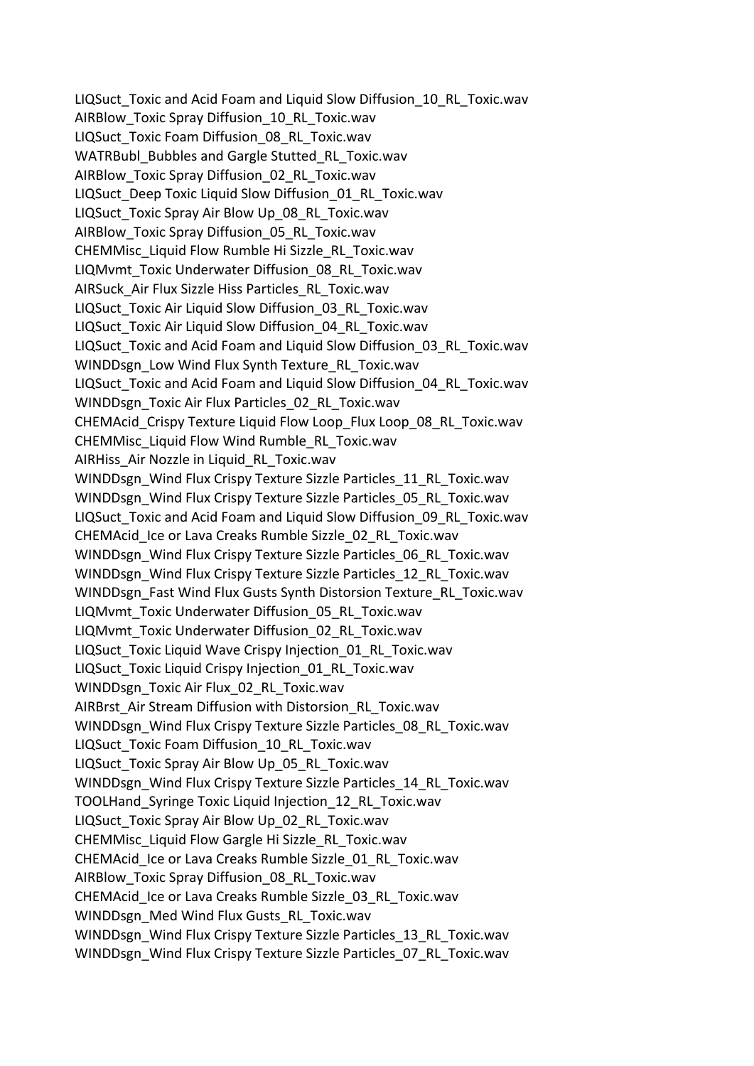LIQSuct_Toxic and Acid Foam and Liquid Slow Diffusion_10_RL_Toxic.wav
AIRBlow_Toxic Spray Diffusion_10_RL_Toxic.wav
LIQSuct_Toxic Foam Diffusion_08_RL_Toxic.wav
WATRBubl_Bubbles and Gargle Stutted_RL_Toxic.wav
AIRBlow_Toxic Spray Diffusion_02_RL_Toxic.wav
LIQSuct_Deep Toxic Liquid Slow Diffusion_01_RL_Toxic.wav
LIQSuct_Toxic Spray Air Blow Up_08_RL_Toxic.wav
AIRBlow_Toxic Spray Diffusion_05_RL_Toxic.wav
CHEMMisc_Liquid Flow Rumble Hi Sizzle_RL_Toxic.wav
LIQMvmt_Toxic Underwater Diffusion_08_RL_Toxic.wav
AIRSuck_Air Flux Sizzle Hiss Particles_RL_Toxic.wav
LIQSuct_Toxic Air Liquid Slow Diffusion_03_RL_Toxic.wav
LIQSuct_Toxic Air Liquid Slow Diffusion_04_RL_Toxic.wav
LIQSuct_Toxic and Acid Foam and Liquid Slow Diffusion_03_RL_Toxic.wav
WINDDsgn_Low Wind Flux Synth Texture_RL_Toxic.wav
LIQSuct_Toxic and Acid Foam and Liquid Slow Diffusion_04_RL_Toxic.wav
WINDDsgn_Toxic Air Flux Particles_02_RL_Toxic.wav
CHEMAcid_Crispy Texture Liquid Flow Loop_Flux Loop_08_RL_Toxic.wav
CHEMMisc_Liquid Flow Wind Rumble_RL_Toxic.wav
AIRHiss_Air Nozzle in Liquid_RL_Toxic.wav
WINDDsgn_Wind Flux Crispy Texture Sizzle Particles_11_RL_Toxic.wav
WINDDsgn_Wind Flux Crispy Texture Sizzle Particles_05_RL_Toxic.wav
LIQSuct_Toxic and Acid Foam and Liquid Slow Diffusion_09_RL_Toxic.wav
CHEMAcid_Ice or Lava Creaks Rumble Sizzle_02_RL_Toxic.wav
WINDDsgn_Wind Flux Crispy Texture Sizzle Particles_06_RL_Toxic.wav
WINDDsgn_Wind Flux Crispy Texture Sizzle Particles_12_RL_Toxic.wav
WINDDsgn_Fast Wind Flux Gusts Synth Distorsion Texture_RL_Toxic.wav
LIQMvmt_Toxic Underwater Diffusion_05_RL_Toxic.wav
LIQMvmt_Toxic Underwater Diffusion_02_RL_Toxic.wav
LIQSuct_Toxic Liquid Wave Crispy Injection_01_RL_Toxic.wav
LIQSuct_Toxic Liquid Crispy Injection_01_RL_Toxic.wav
WINDDsgn_Toxic Air Flux_02_RL_Toxic.wav
AIRBrst_Air Stream Diffusion with Distorsion_RL_Toxic.wav
WINDDsgn_Wind Flux Crispy Texture Sizzle Particles_08_RL_Toxic.wav
LIQSuct_Toxic Foam Diffusion_10_RL_Toxic.wav
LIQSuct_Toxic Spray Air Blow Up_05_RL_Toxic.wav
WINDDsgn_Wind Flux Crispy Texture Sizzle Particles_14_RL_Toxic.wav
TOOLHand_Syringe Toxic Liquid Injection_12_RL_Toxic.wav
LIQSuct_Toxic Spray Air Blow Up_02_RL_Toxic.wav
CHEMMisc_Liquid Flow Gargle Hi Sizzle_RL_Toxic.wav
CHEMAcid_Ice or Lava Creaks Rumble Sizzle_01_RL_Toxic.wav
AIRBlow_Toxic Spray Diffusion_08_RL_Toxic.wav
CHEMAcid_Ice or Lava Creaks Rumble Sizzle_03_RL_Toxic.wav
WINDDsgn_Med Wind Flux Gusts_RL_Toxic.wav
WINDDsgn_Wind Flux Crispy Texture Sizzle Particles_13_RL_Toxic.wav
WINDDsgn_Wind Flux Crispy Texture Sizzle Particles_07_RL_Toxic.wav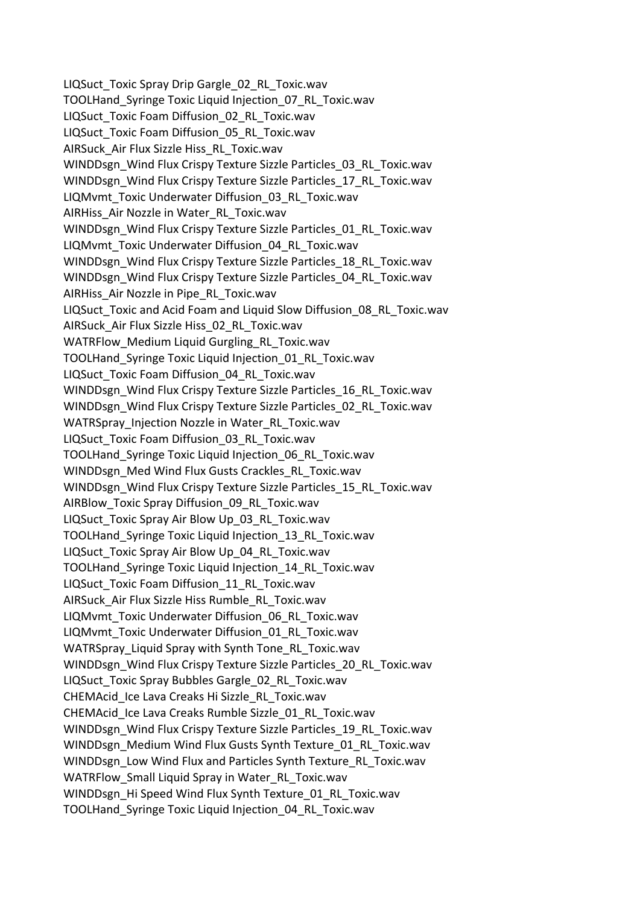LIQSuct_Toxic Spray Drip Gargle_02_RL_Toxic.wav
TOOLHand_Syringe Toxic Liquid Injection_07_RL_Toxic.wav
LIQSuct_Toxic Foam Diffusion_02_RL_Toxic.wav
LIQSuct_Toxic Foam Diffusion_05_RL_Toxic.wav
AIRSuck_Air Flux Sizzle Hiss_RL_Toxic.wav
WINDDsgn_Wind Flux Crispy Texture Sizzle Particles_03_RL_Toxic.wav
WINDDsgn_Wind Flux Crispy Texture Sizzle Particles_17_RL_Toxic.wav
LIQMvmt_Toxic Underwater Diffusion_03_RL_Toxic.wav
AIRHiss_Air Nozzle in Water_RL_Toxic.wav
WINDDsgn_Wind Flux Crispy Texture Sizzle Particles_01_RL_Toxic.wav
LIQMvmt_Toxic Underwater Diffusion_04_RL_Toxic.wav
WINDDsgn_Wind Flux Crispy Texture Sizzle Particles_18_RL_Toxic.wav
WINDDsgn_Wind Flux Crispy Texture Sizzle Particles_04_RL_Toxic.wav
AIRHiss_Air Nozzle in Pipe_RL_Toxic.wav
LIQSuct_Toxic and Acid Foam and Liquid Slow Diffusion_08_RL_Toxic.wav
AIRSuck_Air Flux Sizzle Hiss_02_RL_Toxic.wav
WATRFlow_Medium Liquid Gurgling_RL_Toxic.wav
TOOLHand_Syringe Toxic Liquid Injection_01_RL_Toxic.wav
LIQSuct_Toxic Foam Diffusion_04_RL_Toxic.wav
WINDDsgn_Wind Flux Crispy Texture Sizzle Particles_16_RL_Toxic.wav
WINDDsgn_Wind Flux Crispy Texture Sizzle Particles_02_RL_Toxic.wav
WATRSpray_Injection Nozzle in Water_RL_Toxic.wav
LIQSuct_Toxic Foam Diffusion_03_RL_Toxic.wav
TOOLHand_Syringe Toxic Liquid Injection_06_RL_Toxic.wav
WINDDsgn_Med Wind Flux Gusts Crackles_RL_Toxic.wav
WINDDsgn_Wind Flux Crispy Texture Sizzle Particles_15_RL_Toxic.wav
AIRBlow_Toxic Spray Diffusion_09_RL_Toxic.wav
LIQSuct_Toxic Spray Air Blow Up_03_RL_Toxic.wav
TOOLHand_Syringe Toxic Liquid Injection_13_RL_Toxic.wav
LIQSuct_Toxic Spray Air Blow Up_04_RL_Toxic.wav
TOOLHand_Syringe Toxic Liquid Injection_14_RL_Toxic.wav
LIQSuct_Toxic Foam Diffusion_11_RL_Toxic.wav
AIRSuck_Air Flux Sizzle Hiss Rumble_RL_Toxic.wav
LIQMvmt_Toxic Underwater Diffusion_06_RL_Toxic.wav
LIQMvmt_Toxic Underwater Diffusion_01_RL_Toxic.wav
WATRSpray_Liquid Spray with Synth Tone_RL_Toxic.wav
WINDDsgn_Wind Flux Crispy Texture Sizzle Particles_20_RL_Toxic.wav
LIQSuct_Toxic Spray Bubbles Gargle_02_RL_Toxic.wav
CHEMAcid_Ice Lava Creaks Hi Sizzle_RL_Toxic.wav
CHEMAcid_Ice Lava Creaks Rumble Sizzle_01_RL_Toxic.wav
WINDDsgn_Wind Flux Crispy Texture Sizzle Particles_19_RL_Toxic.wav
WINDDsgn_Medium Wind Flux Gusts Synth Texture_01_RL_Toxic.wav
WINDDsgn_Low Wind Flux and Particles Synth Texture_RL_Toxic.wav
WATRFlow_Small Liquid Spray in Water_RL_Toxic.wav
WINDDsgn_Hi Speed Wind Flux Synth Texture_01_RL_Toxic.wav
TOOLHand_Syringe Toxic Liquid Injection_04_RL_Toxic.wav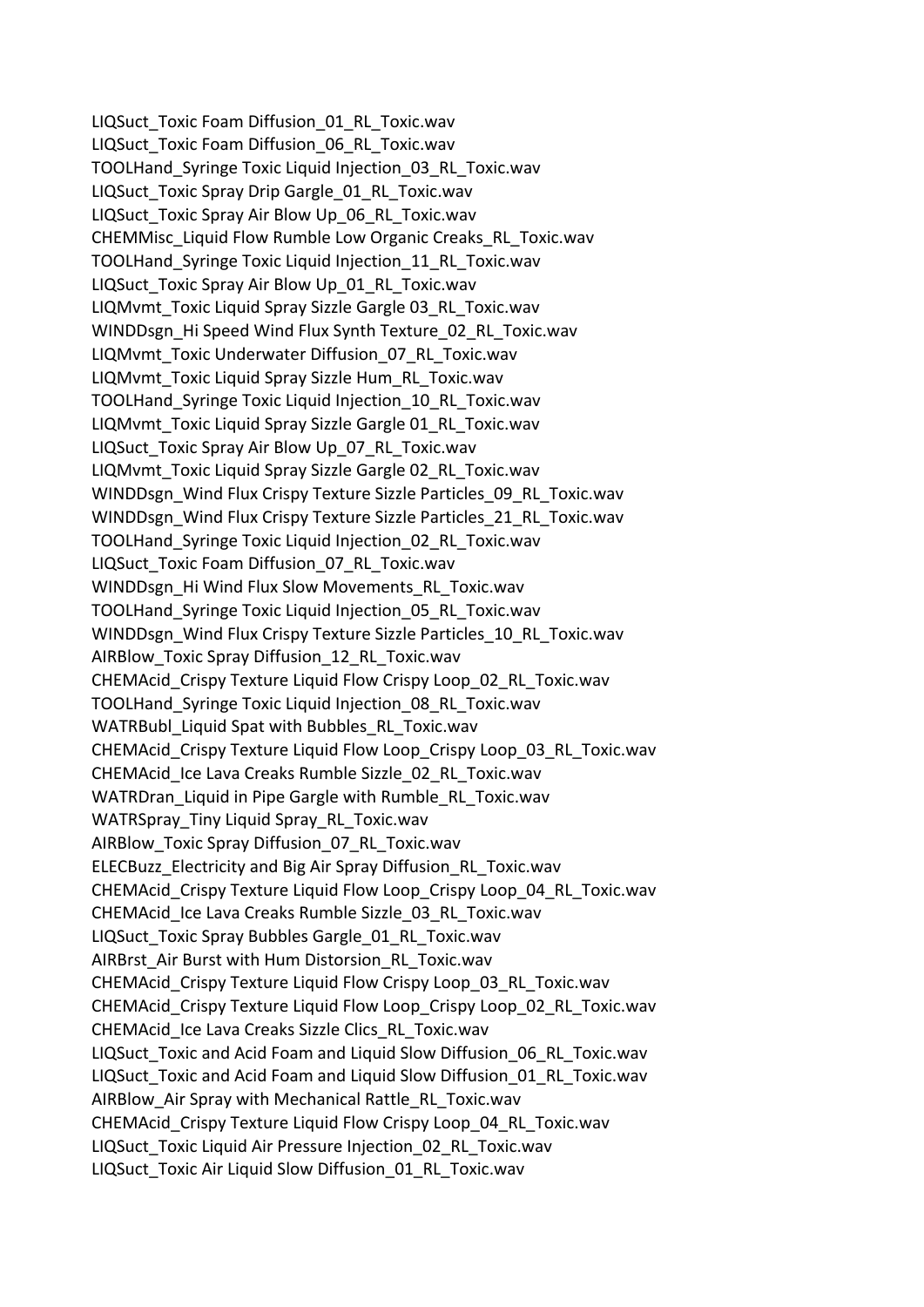LIQSuct_Toxic Foam Diffusion_01_RL_Toxic.wav
LIQSuct_Toxic Foam Diffusion_06_RL_Toxic.wav
TOOLHand_Syringe Toxic Liquid Injection_03_RL_Toxic.wav
LIQSuct_Toxic Spray Drip Gargle_01_RL_Toxic.wav
LIQSuct_Toxic Spray Air Blow Up_06_RL_Toxic.wav
CHEMMisc_Liquid Flow Rumble Low Organic Creaks_RL_Toxic.wav
TOOLHand_Syringe Toxic Liquid Injection_11_RL_Toxic.wav
LIQSuct_Toxic Spray Air Blow Up_01_RL_Toxic.wav
LIQMvmt_Toxic Liquid Spray Sizzle Gargle 03_RL_Toxic.wav
WINDDsgn_Hi Speed Wind Flux Synth Texture_02_RL_Toxic.wav
LIQMvmt_Toxic Underwater Diffusion_07_RL_Toxic.wav
LIQMvmt_Toxic Liquid Spray Sizzle Hum_RL_Toxic.wav
TOOLHand_Syringe Toxic Liquid Injection_10_RL_Toxic.wav
LIQMvmt_Toxic Liquid Spray Sizzle Gargle 01_RL_Toxic.wav
LIQSuct_Toxic Spray Air Blow Up_07_RL_Toxic.wav
LIQMvmt_Toxic Liquid Spray Sizzle Gargle 02_RL_Toxic.wav
WINDDsgn_Wind Flux Crispy Texture Sizzle Particles_09_RL_Toxic.wav
WINDDsgn_Wind Flux Crispy Texture Sizzle Particles_21_RL_Toxic.wav
TOOLHand_Syringe Toxic Liquid Injection_02_RL_Toxic.wav
LIQSuct_Toxic Foam Diffusion_07_RL_Toxic.wav
WINDDsgn_Hi Wind Flux Slow Movements_RL_Toxic.wav
TOOLHand_Syringe Toxic Liquid Injection_05_RL_Toxic.wav
WINDDsgn_Wind Flux Crispy Texture Sizzle Particles_10_RL_Toxic.wav
AIRBlow_Toxic Spray Diffusion_12_RL_Toxic.wav
CHEMAcid_Crispy Texture Liquid Flow Crispy Loop_02_RL_Toxic.wav
TOOLHand_Syringe Toxic Liquid Injection_08_RL_Toxic.wav
WATRBubl_Liquid Spat with Bubbles_RL_Toxic.wav
CHEMAcid_Crispy Texture Liquid Flow Loop_Crispy Loop_03_RL_Toxic.wav
CHEMAcid_Ice Lava Creaks Rumble Sizzle_02_RL_Toxic.wav
WATRDran_Liquid in Pipe Gargle with Rumble_RL_Toxic.wav
WATRSpray_Tiny Liquid Spray_RL_Toxic.wav
AIRBlow_Toxic Spray Diffusion_07_RL_Toxic.wav
ELECBuzz_Electricity and Big Air Spray Diffusion_RL_Toxic.wav
CHEMAcid_Crispy Texture Liquid Flow Loop_Crispy Loop_04_RL_Toxic.wav
CHEMAcid_Ice Lava Creaks Rumble Sizzle_03_RL_Toxic.wav
LIQSuct_Toxic Spray Bubbles Gargle_01_RL_Toxic.wav
AIRBrst_Air Burst with Hum Distorsion_RL_Toxic.wav
CHEMAcid_Crispy Texture Liquid Flow Crispy Loop_03_RL_Toxic.wav
CHEMAcid_Crispy Texture Liquid Flow Loop_Crispy Loop_02_RL_Toxic.wav
CHEMAcid_Ice Lava Creaks Sizzle Clics_RL_Toxic.wav
LIQSuct_Toxic and Acid Foam and Liquid Slow Diffusion_06_RL_Toxic.wav
LIQSuct_Toxic and Acid Foam and Liquid Slow Diffusion_01_RL_Toxic.wav
AIRBlow_Air Spray with Mechanical Rattle_RL_Toxic.wav
CHEMAcid_Crispy Texture Liquid Flow Crispy Loop_04_RL_Toxic.wav
LIQSuct_Toxic Liquid Air Pressure Injection_02_RL_Toxic.wav
LIQSuct_Toxic Air Liquid Slow Diffusion_01_RL_Toxic.wav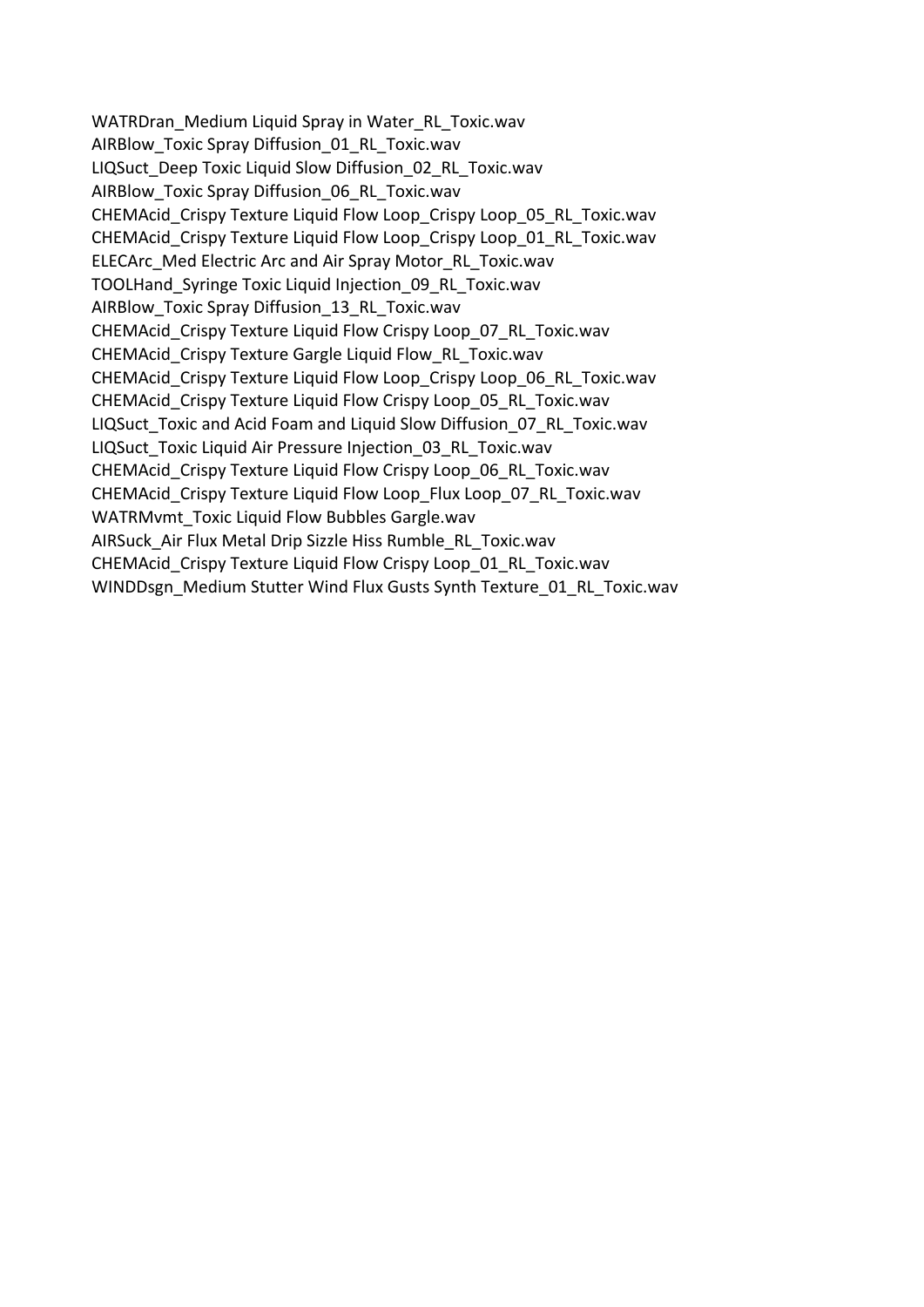WATRDran_Medium Liquid Spray in Water_RL_Toxic.wav
AIRBlow_Toxic Spray Diffusion_01_RL_Toxic.wav
LIQSuct_Deep Toxic Liquid Slow Diffusion_02_RL_Toxic.wav
AIRBlow_Toxic Spray Diffusion_06_RL_Toxic.wav
CHEMAcid_Crispy Texture Liquid Flow Loop_Crispy Loop_05_RL_Toxic.wav
CHEMAcid_Crispy Texture Liquid Flow Loop_Crispy Loop_01_RL_Toxic.wav
ELECArc_Med Electric Arc and Air Spray Motor_RL_Toxic.wav
TOOLHand_Syringe Toxic Liquid Injection_09_RL_Toxic.wav
AIRBlow_Toxic Spray Diffusion_13_RL_Toxic.wav
CHEMAcid_Crispy Texture Liquid Flow Crispy Loop_07_RL_Toxic.wav
CHEMAcid_Crispy Texture Gargle Liquid Flow_RL_Toxic.wav
CHEMAcid_Crispy Texture Liquid Flow Loop_Crispy Loop_06_RL_Toxic.wav
CHEMAcid_Crispy Texture Liquid Flow Crispy Loop_05_RL_Toxic.wav
LIQSuct_Toxic and Acid Foam and Liquid Slow Diffusion_07_RL_Toxic.wav
LIQSuct_Toxic Liquid Air Pressure Injection_03_RL_Toxic.wav
CHEMAcid_Crispy Texture Liquid Flow Crispy Loop_06_RL_Toxic.wav
CHEMAcid_Crispy Texture Liquid Flow Loop_Flux Loop_07_RL_Toxic.wav
WATRMvmt_Toxic Liquid Flow Bubbles Gargle.wav
AIRSuck_Air Flux Metal Drip Sizzle Hiss Rumble_RL_Toxic.wav
CHEMAcid_Crispy Texture Liquid Flow Crispy Loop_01_RL_Toxic.wav
WINDDsgn_Medium Stutter Wind Flux Gusts Synth Texture_01_RL_Toxic.wav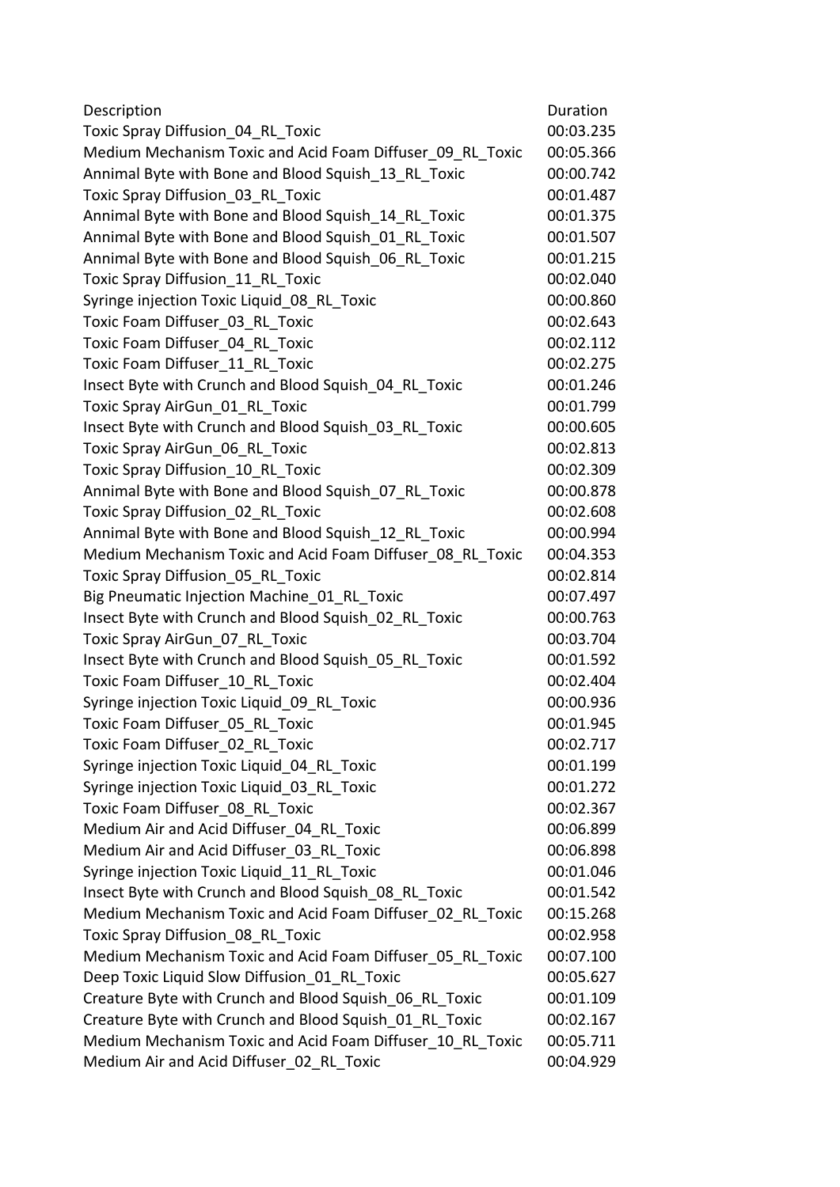| Description | Duration |
| --- | --- |
| Toxic Spray Diffusion_04_RL_Toxic | 00:03.235 |
| Medium Mechanism Toxic and Acid Foam Diffuser_09_RL_Toxic | 00:05.366 |
| Annimal Byte with Bone and Blood Squish_13_RL_Toxic | 00:00.742 |
| Toxic Spray Diffusion_03_RL_Toxic | 00:01.487 |
| Annimal Byte with Bone and Blood Squish_14_RL_Toxic | 00:01.375 |
| Annimal Byte with Bone and Blood Squish_01_RL_Toxic | 00:01.507 |
| Annimal Byte with Bone and Blood Squish_06_RL_Toxic | 00:01.215 |
| Toxic Spray Diffusion_11_RL_Toxic | 00:02.040 |
| Syringe injection Toxic Liquid_08_RL_Toxic | 00:00.860 |
| Toxic Foam Diffuser_03_RL_Toxic | 00:02.643 |
| Toxic Foam Diffuser_04_RL_Toxic | 00:02.112 |
| Toxic Foam Diffuser_11_RL_Toxic | 00:02.275 |
| Insect Byte with Crunch and Blood Squish_04_RL_Toxic | 00:01.246 |
| Toxic Spray AirGun_01_RL_Toxic | 00:01.799 |
| Insect Byte with Crunch and Blood Squish_03_RL_Toxic | 00:00.605 |
| Toxic Spray AirGun_06_RL_Toxic | 00:02.813 |
| Toxic Spray Diffusion_10_RL_Toxic | 00:02.309 |
| Annimal Byte with Bone and Blood Squish_07_RL_Toxic | 00:00.878 |
| Toxic Spray Diffusion_02_RL_Toxic | 00:02.608 |
| Annimal Byte with Bone and Blood Squish_12_RL_Toxic | 00:00.994 |
| Medium Mechanism Toxic and Acid Foam Diffuser_08_RL_Toxic | 00:04.353 |
| Toxic Spray Diffusion_05_RL_Toxic | 00:02.814 |
| Big Pneumatic Injection Machine_01_RL_Toxic | 00:07.497 |
| Insect Byte with Crunch and Blood Squish_02_RL_Toxic | 00:00.763 |
| Toxic Spray AirGun_07_RL_Toxic | 00:03.704 |
| Insect Byte with Crunch and Blood Squish_05_RL_Toxic | 00:01.592 |
| Toxic Foam Diffuser_10_RL_Toxic | 00:02.404 |
| Syringe injection Toxic Liquid_09_RL_Toxic | 00:00.936 |
| Toxic Foam Diffuser_05_RL_Toxic | 00:01.945 |
| Toxic Foam Diffuser_02_RL_Toxic | 00:02.717 |
| Syringe injection Toxic Liquid_04_RL_Toxic | 00:01.199 |
| Syringe injection Toxic Liquid_03_RL_Toxic | 00:01.272 |
| Toxic Foam Diffuser_08_RL_Toxic | 00:02.367 |
| Medium Air and Acid Diffuser_04_RL_Toxic | 00:06.899 |
| Medium Air and Acid Diffuser_03_RL_Toxic | 00:06.898 |
| Syringe injection Toxic Liquid_11_RL_Toxic | 00:01.046 |
| Insect Byte with Crunch and Blood Squish_08_RL_Toxic | 00:01.542 |
| Medium Mechanism Toxic and Acid Foam Diffuser_02_RL_Toxic | 00:15.268 |
| Toxic Spray Diffusion_08_RL_Toxic | 00:02.958 |
| Medium Mechanism Toxic and Acid Foam Diffuser_05_RL_Toxic | 00:07.100 |
| Deep Toxic Liquid Slow Diffusion_01_RL_Toxic | 00:05.627 |
| Creature Byte with Crunch and Blood Squish_06_RL_Toxic | 00:01.109 |
| Creature Byte with Crunch and Blood Squish_01_RL_Toxic | 00:02.167 |
| Medium Mechanism Toxic and Acid Foam Diffuser_10_RL_Toxic | 00:05.711 |
| Medium Air and Acid Diffuser_02_RL_Toxic | 00:04.929 |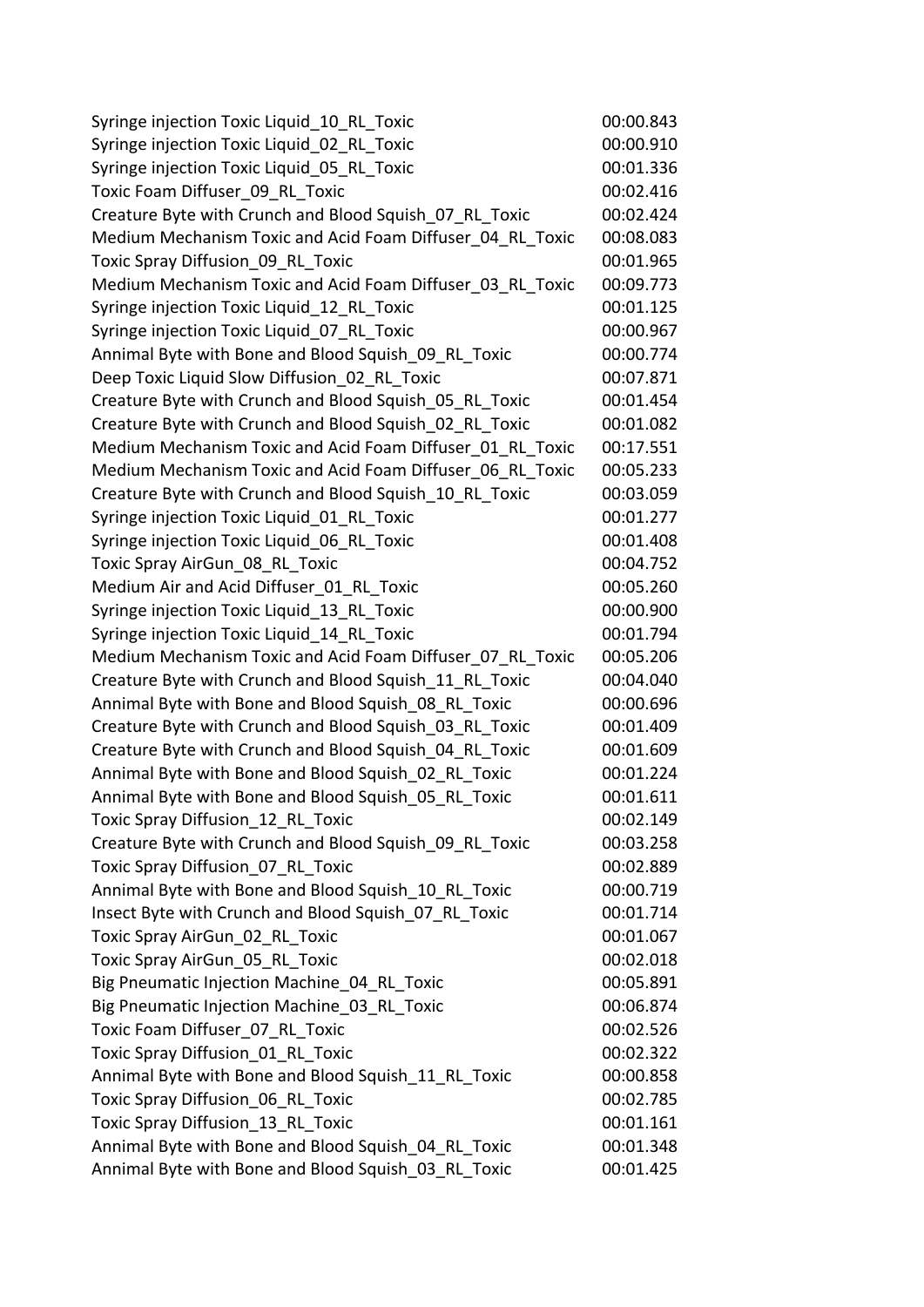| | |
|---|---|
| Syringe injection Toxic Liquid_10_RL_Toxic | 00:00.843 |
| Syringe injection Toxic Liquid_02_RL_Toxic | 00:00.910 |
| Syringe injection Toxic Liquid_05_RL_Toxic | 00:01.336 |
| Toxic Foam Diffuser_09_RL_Toxic | 00:02.416 |
| Creature Byte with Crunch and Blood Squish_07_RL_Toxic | 00:02.424 |
| Medium Mechanism Toxic and Acid Foam Diffuser_04_RL_Toxic | 00:08.083 |
| Toxic Spray Diffusion_09_RL_Toxic | 00:01.965 |
| Medium Mechanism Toxic and Acid Foam Diffuser_03_RL_Toxic | 00:09.773 |
| Syringe injection Toxic Liquid_12_RL_Toxic | 00:01.125 |
| Syringe injection Toxic Liquid_07_RL_Toxic | 00:00.967 |
| Annimal Byte with Bone and Blood Squish_09_RL_Toxic | 00:00.774 |
| Deep Toxic Liquid Slow Diffusion_02_RL_Toxic | 00:07.871 |
| Creature Byte with Crunch and Blood Squish_05_RL_Toxic | 00:01.454 |
| Creature Byte with Crunch and Blood Squish_02_RL_Toxic | 00:01.082 |
| Medium Mechanism Toxic and Acid Foam Diffuser_01_RL_Toxic | 00:17.551 |
| Medium Mechanism Toxic and Acid Foam Diffuser_06_RL_Toxic | 00:05.233 |
| Creature Byte with Crunch and Blood Squish_10_RL_Toxic | 00:03.059 |
| Syringe injection Toxic Liquid_01_RL_Toxic | 00:01.277 |
| Syringe injection Toxic Liquid_06_RL_Toxic | 00:01.408 |
| Toxic Spray AirGun_08_RL_Toxic | 00:04.752 |
| Medium Air and Acid Diffuser_01_RL_Toxic | 00:05.260 |
| Syringe injection Toxic Liquid_13_RL_Toxic | 00:00.900 |
| Syringe injection Toxic Liquid_14_RL_Toxic | 00:01.794 |
| Medium Mechanism Toxic and Acid Foam Diffuser_07_RL_Toxic | 00:05.206 |
| Creature Byte with Crunch and Blood Squish_11_RL_Toxic | 00:04.040 |
| Annimal Byte with Bone and Blood Squish_08_RL_Toxic | 00:00.696 |
| Creature Byte with Crunch and Blood Squish_03_RL_Toxic | 00:01.409 |
| Creature Byte with Crunch and Blood Squish_04_RL_Toxic | 00:01.609 |
| Annimal Byte with Bone and Blood Squish_02_RL_Toxic | 00:01.224 |
| Annimal Byte with Bone and Blood Squish_05_RL_Toxic | 00:01.611 |
| Toxic Spray Diffusion_12_RL_Toxic | 00:02.149 |
| Creature Byte with Crunch and Blood Squish_09_RL_Toxic | 00:03.258 |
| Toxic Spray Diffusion_07_RL_Toxic | 00:02.889 |
| Annimal Byte with Bone and Blood Squish_10_RL_Toxic | 00:00.719 |
| Insect Byte with Crunch and Blood Squish_07_RL_Toxic | 00:01.714 |
| Toxic Spray AirGun_02_RL_Toxic | 00:01.067 |
| Toxic Spray AirGun_05_RL_Toxic | 00:02.018 |
| Big Pneumatic Injection Machine_04_RL_Toxic | 00:05.891 |
| Big Pneumatic Injection Machine_03_RL_Toxic | 00:06.874 |
| Toxic Foam Diffuser_07_RL_Toxic | 00:02.526 |
| Toxic Spray Diffusion_01_RL_Toxic | 00:02.322 |
| Annimal Byte with Bone and Blood Squish_11_RL_Toxic | 00:00.858 |
| Toxic Spray Diffusion_06_RL_Toxic | 00:02.785 |
| Toxic Spray Diffusion_13_RL_Toxic | 00:01.161 |
| Annimal Byte with Bone and Blood Squish_04_RL_Toxic | 00:01.348 |
| Annimal Byte with Bone and Blood Squish_03_RL_Toxic | 00:01.425 |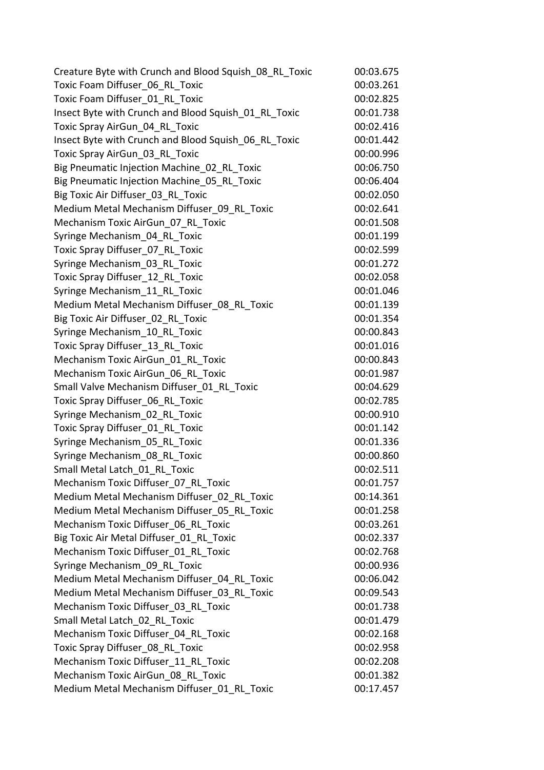| | |
|---|---|
| Creature Byte with Crunch and Blood Squish_08_RL_Toxic | 00:03.675 |
| Toxic Foam Diffuser_06_RL_Toxic | 00:03.261 |
| Toxic Foam Diffuser_01_RL_Toxic | 00:02.825 |
| Insect Byte with Crunch and Blood Squish_01_RL_Toxic | 00:01.738 |
| Toxic Spray AirGun_04_RL_Toxic | 00:02.416 |
| Insect Byte with Crunch and Blood Squish_06_RL_Toxic | 00:01.442 |
| Toxic Spray AirGun_03_RL_Toxic | 00:00.996 |
| Big Pneumatic Injection Machine_02_RL_Toxic | 00:06.750 |
| Big Pneumatic Injection Machine_05_RL_Toxic | 00:06.404 |
| Big Toxic Air Diffuser_03_RL_Toxic | 00:02.050 |
| Medium Metal Mechanism Diffuser_09_RL_Toxic | 00:02.641 |
| Mechanism Toxic AirGun_07_RL_Toxic | 00:01.508 |
| Syringe Mechanism_04_RL_Toxic | 00:01.199 |
| Toxic Spray Diffuser_07_RL_Toxic | 00:02.599 |
| Syringe Mechanism_03_RL_Toxic | 00:01.272 |
| Toxic Spray Diffuser_12_RL_Toxic | 00:02.058 |
| Syringe Mechanism_11_RL_Toxic | 00:01.046 |
| Medium Metal Mechanism Diffuser_08_RL_Toxic | 00:01.139 |
| Big Toxic Air Diffuser_02_RL_Toxic | 00:01.354 |
| Syringe Mechanism_10_RL_Toxic | 00:00.843 |
| Toxic Spray Diffuser_13_RL_Toxic | 00:01.016 |
| Mechanism Toxic AirGun_01_RL_Toxic | 00:00.843 |
| Mechanism Toxic AirGun_06_RL_Toxic | 00:01.987 |
| Small Valve Mechanism Diffuser_01_RL_Toxic | 00:04.629 |
| Toxic Spray Diffuser_06_RL_Toxic | 00:02.785 |
| Syringe Mechanism_02_RL_Toxic | 00:00.910 |
| Toxic Spray Diffuser_01_RL_Toxic | 00:01.142 |
| Syringe Mechanism_05_RL_Toxic | 00:01.336 |
| Syringe Mechanism_08_RL_Toxic | 00:00.860 |
| Small Metal Latch_01_RL_Toxic | 00:02.511 |
| Mechanism Toxic Diffuser_07_RL_Toxic | 00:01.757 |
| Medium Metal Mechanism Diffuser_02_RL_Toxic | 00:14.361 |
| Medium Metal Mechanism Diffuser_05_RL_Toxic | 00:01.258 |
| Mechanism Toxic Diffuser_06_RL_Toxic | 00:03.261 |
| Big Toxic Air Metal Diffuser_01_RL_Toxic | 00:02.337 |
| Mechanism Toxic Diffuser_01_RL_Toxic | 00:02.768 |
| Syringe Mechanism_09_RL_Toxic | 00:00.936 |
| Medium Metal Mechanism Diffuser_04_RL_Toxic | 00:06.042 |
| Medium Metal Mechanism Diffuser_03_RL_Toxic | 00:09.543 |
| Mechanism Toxic Diffuser_03_RL_Toxic | 00:01.738 |
| Small Metal Latch_02_RL_Toxic | 00:01.479 |
| Mechanism Toxic Diffuser_04_RL_Toxic | 00:02.168 |
| Toxic Spray Diffuser_08_RL_Toxic | 00:02.958 |
| Mechanism Toxic Diffuser_11_RL_Toxic | 00:02.208 |
| Mechanism Toxic AirGun_08_RL_Toxic | 00:01.382 |
| Medium Metal Mechanism Diffuser_01_RL_Toxic | 00:17.457 |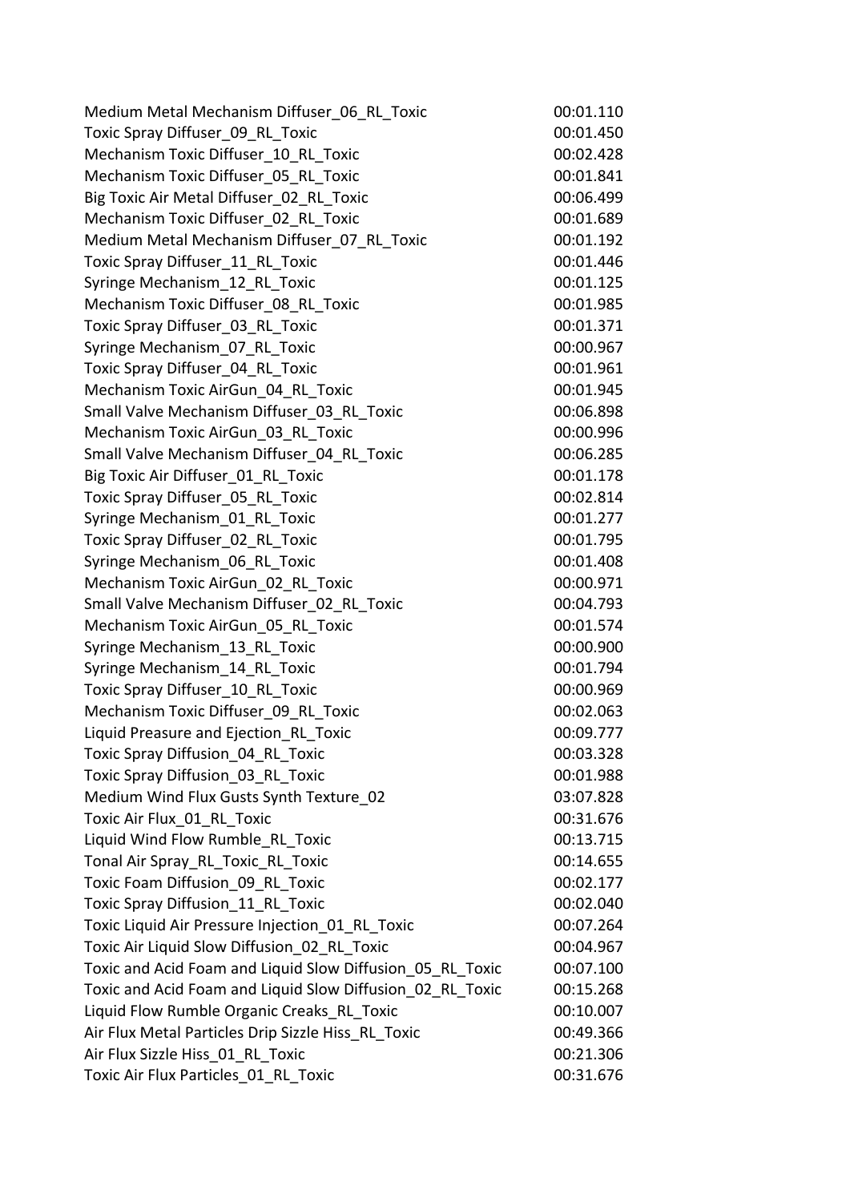| | |
|---|---|
| Medium Metal Mechanism Diffuser_06_RL_Toxic | 00:01.110 |
| Toxic Spray Diffuser_09_RL_Toxic | 00:01.450 |
| Mechanism Toxic Diffuser_10_RL_Toxic | 00:02.428 |
| Mechanism Toxic Diffuser_05_RL_Toxic | 00:01.841 |
| Big Toxic Air Metal Diffuser_02_RL_Toxic | 00:06.499 |
| Mechanism Toxic Diffuser_02_RL_Toxic | 00:01.689 |
| Medium Metal Mechanism Diffuser_07_RL_Toxic | 00:01.192 |
| Toxic Spray Diffuser_11_RL_Toxic | 00:01.446 |
| Syringe Mechanism_12_RL_Toxic | 00:01.125 |
| Mechanism Toxic Diffuser_08_RL_Toxic | 00:01.985 |
| Toxic Spray Diffuser_03_RL_Toxic | 00:01.371 |
| Syringe Mechanism_07_RL_Toxic | 00:00.967 |
| Toxic Spray Diffuser_04_RL_Toxic | 00:01.961 |
| Mechanism Toxic AirGun_04_RL_Toxic | 00:01.945 |
| Small Valve Mechanism Diffuser_03_RL_Toxic | 00:06.898 |
| Mechanism Toxic AirGun_03_RL_Toxic | 00:00.996 |
| Small Valve Mechanism Diffuser_04_RL_Toxic | 00:06.285 |
| Big Toxic Air Diffuser_01_RL_Toxic | 00:01.178 |
| Toxic Spray Diffuser_05_RL_Toxic | 00:02.814 |
| Syringe Mechanism_01_RL_Toxic | 00:01.277 |
| Toxic Spray Diffuser_02_RL_Toxic | 00:01.795 |
| Syringe Mechanism_06_RL_Toxic | 00:01.408 |
| Mechanism Toxic AirGun_02_RL_Toxic | 00:00.971 |
| Small Valve Mechanism Diffuser_02_RL_Toxic | 00:04.793 |
| Mechanism Toxic AirGun_05_RL_Toxic | 00:01.574 |
| Syringe Mechanism_13_RL_Toxic | 00:00.900 |
| Syringe Mechanism_14_RL_Toxic | 00:01.794 |
| Toxic Spray Diffuser_10_RL_Toxic | 00:00.969 |
| Mechanism Toxic Diffuser_09_RL_Toxic | 00:02.063 |
| Liquid Preasure and Ejection_RL_Toxic | 00:09.777 |
| Toxic Spray Diffusion_04_RL_Toxic | 00:03.328 |
| Toxic Spray Diffusion_03_RL_Toxic | 00:01.988 |
| Medium Wind Flux Gusts Synth Texture_02 | 03:07.828 |
| Toxic Air Flux_01_RL_Toxic | 00:31.676 |
| Liquid Wind Flow Rumble_RL_Toxic | 00:13.715 |
| Tonal Air Spray_RL_Toxic_RL_Toxic | 00:14.655 |
| Toxic Foam Diffusion_09_RL_Toxic | 00:02.177 |
| Toxic Spray Diffusion_11_RL_Toxic | 00:02.040 |
| Toxic Liquid Air Pressure Injection_01_RL_Toxic | 00:07.264 |
| Toxic Air Liquid Slow Diffusion_02_RL_Toxic | 00:04.967 |
| Toxic and Acid Foam and Liquid Slow Diffusion_05_RL_Toxic | 00:07.100 |
| Toxic and Acid Foam and Liquid Slow Diffusion_02_RL_Toxic | 00:15.268 |
| Liquid Flow Rumble Organic Creaks_RL_Toxic | 00:10.007 |
| Air Flux Metal Particles Drip Sizzle Hiss_RL_Toxic | 00:49.366 |
| Air Flux Sizzle Hiss_01_RL_Toxic | 00:21.306 |
| Toxic Air Flux Particles_01_RL_Toxic | 00:31.676 |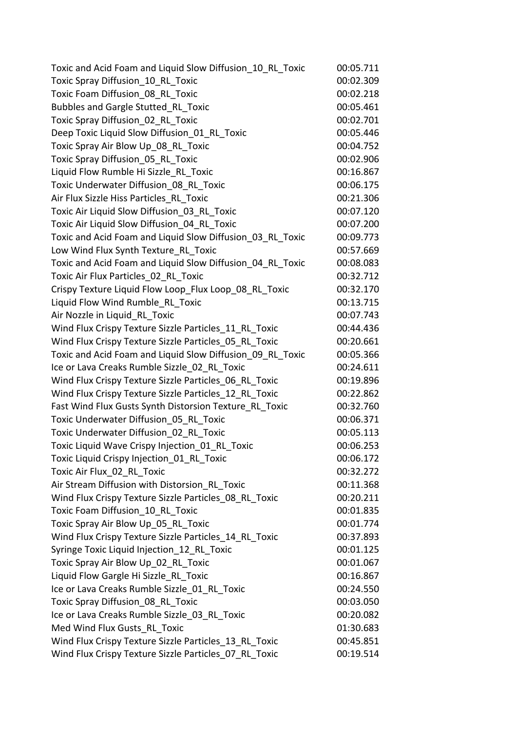| | |
|---|---|
| Toxic and Acid Foam and Liquid Slow Diffusion_10_RL_Toxic | 00:05.711 |
| Toxic Spray Diffusion_10_RL_Toxic | 00:02.309 |
| Toxic Foam Diffusion_08_RL_Toxic | 00:02.218 |
| Bubbles and Gargle Stutted_RL_Toxic | 00:05.461 |
| Toxic Spray Diffusion_02_RL_Toxic | 00:02.701 |
| Deep Toxic Liquid Slow Diffusion_01_RL_Toxic | 00:05.446 |
| Toxic Spray Air Blow Up_08_RL_Toxic | 00:04.752 |
| Toxic Spray Diffusion_05_RL_Toxic | 00:02.906 |
| Liquid Flow Rumble Hi Sizzle_RL_Toxic | 00:16.867 |
| Toxic Underwater Diffusion_08_RL_Toxic | 00:06.175 |
| Air Flux Sizzle Hiss Particles_RL_Toxic | 00:21.306 |
| Toxic Air Liquid Slow Diffusion_03_RL_Toxic | 00:07.120 |
| Toxic Air Liquid Slow Diffusion_04_RL_Toxic | 00:07.200 |
| Toxic and Acid Foam and Liquid Slow Diffusion_03_RL_Toxic | 00:09.773 |
| Low Wind Flux Synth Texture_RL_Toxic | 00:57.669 |
| Toxic and Acid Foam and Liquid Slow Diffusion_04_RL_Toxic | 00:08.083 |
| Toxic Air Flux Particles_02_RL_Toxic | 00:32.712 |
| Crispy Texture Liquid Flow Loop_Flux Loop_08_RL_Toxic | 00:32.170 |
| Liquid Flow Wind Rumble_RL_Toxic | 00:13.715 |
| Air Nozzle in Liquid_RL_Toxic | 00:07.743 |
| Wind Flux Crispy Texture Sizzle Particles_11_RL_Toxic | 00:44.436 |
| Wind Flux Crispy Texture Sizzle Particles_05_RL_Toxic | 00:20.661 |
| Toxic and Acid Foam and Liquid Slow Diffusion_09_RL_Toxic | 00:05.366 |
| Ice or Lava Creaks Rumble Sizzle_02_RL_Toxic | 00:24.611 |
| Wind Flux Crispy Texture Sizzle Particles_06_RL_Toxic | 00:19.896 |
| Wind Flux Crispy Texture Sizzle Particles_12_RL_Toxic | 00:22.862 |
| Fast Wind Flux Gusts Synth Distorsion Texture_RL_Toxic | 00:32.760 |
| Toxic Underwater Diffusion_05_RL_Toxic | 00:06.371 |
| Toxic Underwater Diffusion_02_RL_Toxic | 00:05.113 |
| Toxic Liquid Wave Crispy Injection_01_RL_Toxic | 00:06.253 |
| Toxic Liquid Crispy Injection_01_RL_Toxic | 00:06.172 |
| Toxic Air Flux_02_RL_Toxic | 00:32.272 |
| Air Stream Diffusion with Distorsion_RL_Toxic | 00:11.368 |
| Wind Flux Crispy Texture Sizzle Particles_08_RL_Toxic | 00:20.211 |
| Toxic Foam Diffusion_10_RL_Toxic | 00:01.835 |
| Toxic Spray Air Blow Up_05_RL_Toxic | 00:01.774 |
| Wind Flux Crispy Texture Sizzle Particles_14_RL_Toxic | 00:37.893 |
| Syringe Toxic Liquid Injection_12_RL_Toxic | 00:01.125 |
| Toxic Spray Air Blow Up_02_RL_Toxic | 00:01.067 |
| Liquid Flow Gargle Hi Sizzle_RL_Toxic | 00:16.867 |
| Ice or Lava Creaks Rumble Sizzle_01_RL_Toxic | 00:24.550 |
| Toxic Spray Diffusion_08_RL_Toxic | 00:03.050 |
| Ice or Lava Creaks Rumble Sizzle_03_RL_Toxic | 00:20.082 |
| Med Wind Flux Gusts_RL_Toxic | 01:30.683 |
| Wind Flux Crispy Texture Sizzle Particles_13_RL_Toxic | 00:45.851 |
| Wind Flux Crispy Texture Sizzle Particles_07_RL_Toxic | 00:19.514 |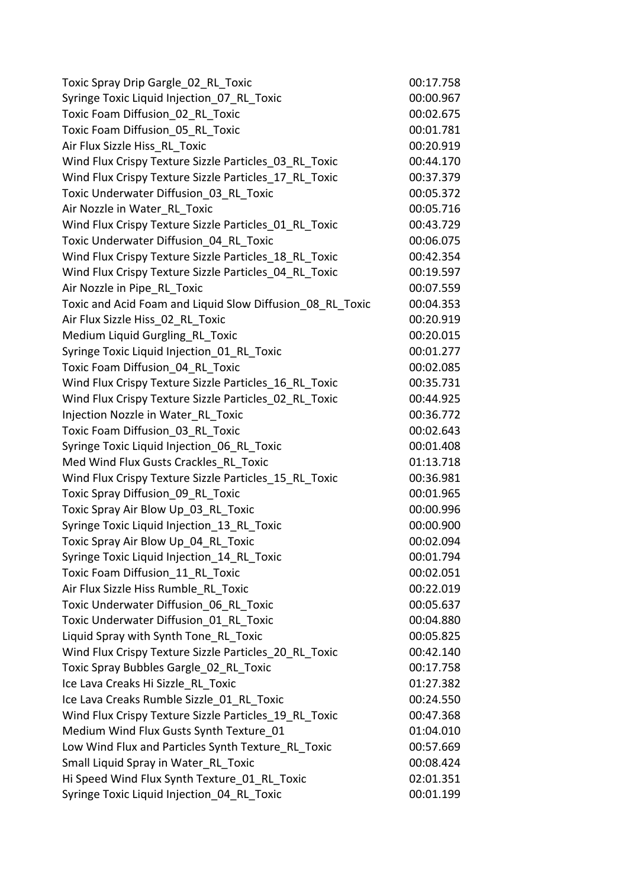| | |
|---|---|
| Toxic Spray Drip Gargle_02_RL_Toxic | 00:17.758 |
| Syringe Toxic Liquid Injection_07_RL_Toxic | 00:00.967 |
| Toxic Foam Diffusion_02_RL_Toxic | 00:02.675 |
| Toxic Foam Diffusion_05_RL_Toxic | 00:01.781 |
| Air Flux Sizzle Hiss_RL_Toxic | 00:20.919 |
| Wind Flux Crispy Texture Sizzle Particles_03_RL_Toxic | 00:44.170 |
| Wind Flux Crispy Texture Sizzle Particles_17_RL_Toxic | 00:37.379 |
| Toxic Underwater Diffusion_03_RL_Toxic | 00:05.372 |
| Air Nozzle in Water_RL_Toxic | 00:05.716 |
| Wind Flux Crispy Texture Sizzle Particles_01_RL_Toxic | 00:43.729 |
| Toxic Underwater Diffusion_04_RL_Toxic | 00:06.075 |
| Wind Flux Crispy Texture Sizzle Particles_18_RL_Toxic | 00:42.354 |
| Wind Flux Crispy Texture Sizzle Particles_04_RL_Toxic | 00:19.597 |
| Air Nozzle in Pipe_RL_Toxic | 00:07.559 |
| Toxic and Acid Foam and Liquid Slow Diffusion_08_RL_Toxic | 00:04.353 |
| Air Flux Sizzle Hiss_02_RL_Toxic | 00:20.919 |
| Medium Liquid Gurgling_RL_Toxic | 00:20.015 |
| Syringe Toxic Liquid Injection_01_RL_Toxic | 00:01.277 |
| Toxic Foam Diffusion_04_RL_Toxic | 00:02.085 |
| Wind Flux Crispy Texture Sizzle Particles_16_RL_Toxic | 00:35.731 |
| Wind Flux Crispy Texture Sizzle Particles_02_RL_Toxic | 00:44.925 |
| Injection Nozzle in Water_RL_Toxic | 00:36.772 |
| Toxic Foam Diffusion_03_RL_Toxic | 00:02.643 |
| Syringe Toxic Liquid Injection_06_RL_Toxic | 00:01.408 |
| Med Wind Flux Gusts Crackles_RL_Toxic | 01:13.718 |
| Wind Flux Crispy Texture Sizzle Particles_15_RL_Toxic | 00:36.981 |
| Toxic Spray Diffusion_09_RL_Toxic | 00:01.965 |
| Toxic Spray Air Blow Up_03_RL_Toxic | 00:00.996 |
| Syringe Toxic Liquid Injection_13_RL_Toxic | 00:00.900 |
| Toxic Spray Air Blow Up_04_RL_Toxic | 00:02.094 |
| Syringe Toxic Liquid Injection_14_RL_Toxic | 00:01.794 |
| Toxic Foam Diffusion_11_RL_Toxic | 00:02.051 |
| Air Flux Sizzle Hiss Rumble_RL_Toxic | 00:22.019 |
| Toxic Underwater Diffusion_06_RL_Toxic | 00:05.637 |
| Toxic Underwater Diffusion_01_RL_Toxic | 00:04.880 |
| Liquid Spray with Synth Tone_RL_Toxic | 00:05.825 |
| Wind Flux Crispy Texture Sizzle Particles_20_RL_Toxic | 00:42.140 |
| Toxic Spray Bubbles Gargle_02_RL_Toxic | 00:17.758 |
| Ice Lava Creaks Hi Sizzle_RL_Toxic | 01:27.382 |
| Ice Lava Creaks Rumble Sizzle_01_RL_Toxic | 00:24.550 |
| Wind Flux Crispy Texture Sizzle Particles_19_RL_Toxic | 00:47.368 |
| Medium Wind Flux Gusts Synth Texture_01 | 01:04.010 |
| Low Wind Flux and Particles Synth Texture_RL_Toxic | 00:57.669 |
| Small Liquid Spray in Water_RL_Toxic | 00:08.424 |
| Hi Speed Wind Flux Synth Texture_01_RL_Toxic | 02:01.351 |
| Syringe Toxic Liquid Injection_04_RL_Toxic | 00:01.199 |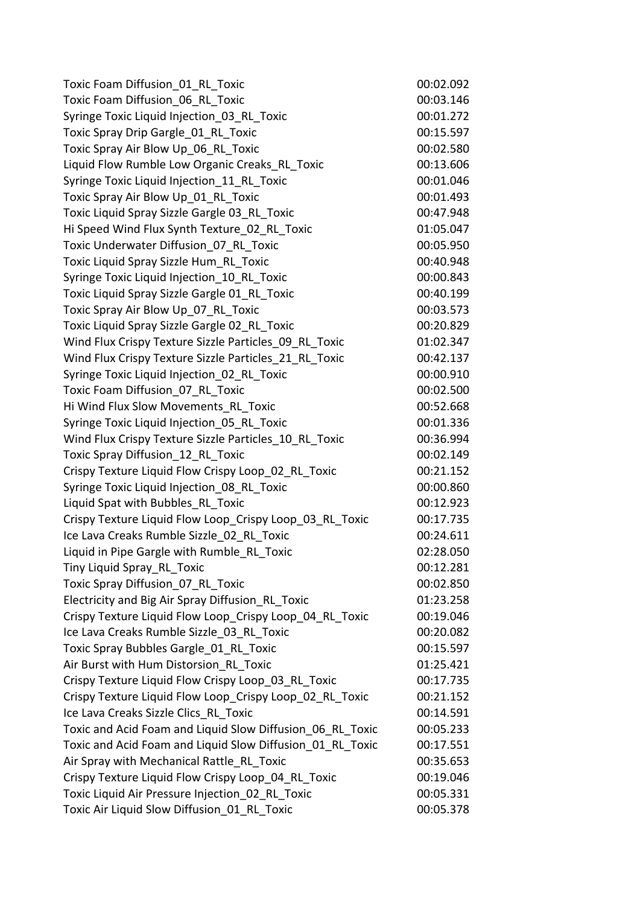| | |
|---|---|
| Toxic Foam Diffusion_01_RL_Toxic | 00:02.092 |
| Toxic Foam Diffusion_06_RL_Toxic | 00:03.146 |
| Syringe Toxic Liquid Injection_03_RL_Toxic | 00:01.272 |
| Toxic Spray Drip Gargle_01_RL_Toxic | 00:15.597 |
| Toxic Spray Air Blow Up_06_RL_Toxic | 00:02.580 |
| Liquid Flow Rumble Low Organic Creaks_RL_Toxic | 00:13.606 |
| Syringe Toxic Liquid Injection_11_RL_Toxic | 00:01.046 |
| Toxic Spray Air Blow Up_01_RL_Toxic | 00:01.493 |
| Toxic Liquid Spray Sizzle Gargle 03_RL_Toxic | 00:47.948 |
| Hi Speed Wind Flux Synth Texture_02_RL_Toxic | 01:05.047 |
| Toxic Underwater Diffusion_07_RL_Toxic | 00:05.950 |
| Toxic Liquid Spray Sizzle Hum_RL_Toxic | 00:40.948 |
| Syringe Toxic Liquid Injection_10_RL_Toxic | 00:00.843 |
| Toxic Liquid Spray Sizzle Gargle 01_RL_Toxic | 00:40.199 |
| Toxic Spray Air Blow Up_07_RL_Toxic | 00:03.573 |
| Toxic Liquid Spray Sizzle Gargle 02_RL_Toxic | 00:20.829 |
| Wind Flux Crispy Texture Sizzle Particles_09_RL_Toxic | 01:02.347 |
| Wind Flux Crispy Texture Sizzle Particles_21_RL_Toxic | 00:42.137 |
| Syringe Toxic Liquid Injection_02_RL_Toxic | 00:00.910 |
| Toxic Foam Diffusion_07_RL_Toxic | 00:02.500 |
| Hi Wind Flux Slow Movements_RL_Toxic | 00:52.668 |
| Syringe Toxic Liquid Injection_05_RL_Toxic | 00:01.336 |
| Wind Flux Crispy Texture Sizzle Particles_10_RL_Toxic | 00:36.994 |
| Toxic Spray Diffusion_12_RL_Toxic | 00:02.149 |
| Crispy Texture Liquid Flow Crispy Loop_02_RL_Toxic | 00:21.152 |
| Syringe Toxic Liquid Injection_08_RL_Toxic | 00:00.860 |
| Liquid Spat with Bubbles_RL_Toxic | 00:12.923 |
| Crispy Texture Liquid Flow Loop_Crispy Loop_03_RL_Toxic | 00:17.735 |
| Ice Lava Creaks Rumble Sizzle_02_RL_Toxic | 00:24.611 |
| Liquid in Pipe Gargle with Rumble_RL_Toxic | 02:28.050 |
| Tiny Liquid Spray_RL_Toxic | 00:12.281 |
| Toxic Spray Diffusion_07_RL_Toxic | 00:02.850 |
| Electricity and Big Air Spray Diffusion_RL_Toxic | 01:23.258 |
| Crispy Texture Liquid Flow Loop_Crispy Loop_04_RL_Toxic | 00:19.046 |
| Ice Lava Creaks Rumble Sizzle_03_RL_Toxic | 00:20.082 |
| Toxic Spray Bubbles Gargle_01_RL_Toxic | 00:15.597 |
| Air Burst with Hum Distorsion_RL_Toxic | 01:25.421 |
| Crispy Texture Liquid Flow Crispy Loop_03_RL_Toxic | 00:17.735 |
| Crispy Texture Liquid Flow Loop_Crispy Loop_02_RL_Toxic | 00:21.152 |
| Ice Lava Creaks Sizzle Clics_RL_Toxic | 00:14.591 |
| Toxic and Acid Foam and Liquid Slow Diffusion_06_RL_Toxic | 00:05.233 |
| Toxic and Acid Foam and Liquid Slow Diffusion_01_RL_Toxic | 00:17.551 |
| Air Spray with Mechanical Rattle_RL_Toxic | 00:35.653 |
| Crispy Texture Liquid Flow Crispy Loop_04_RL_Toxic | 00:19.046 |
| Toxic Liquid Air Pressure Injection_02_RL_Toxic | 00:05.331 |
| Toxic Air Liquid Slow Diffusion_01_RL_Toxic | 00:05.378 |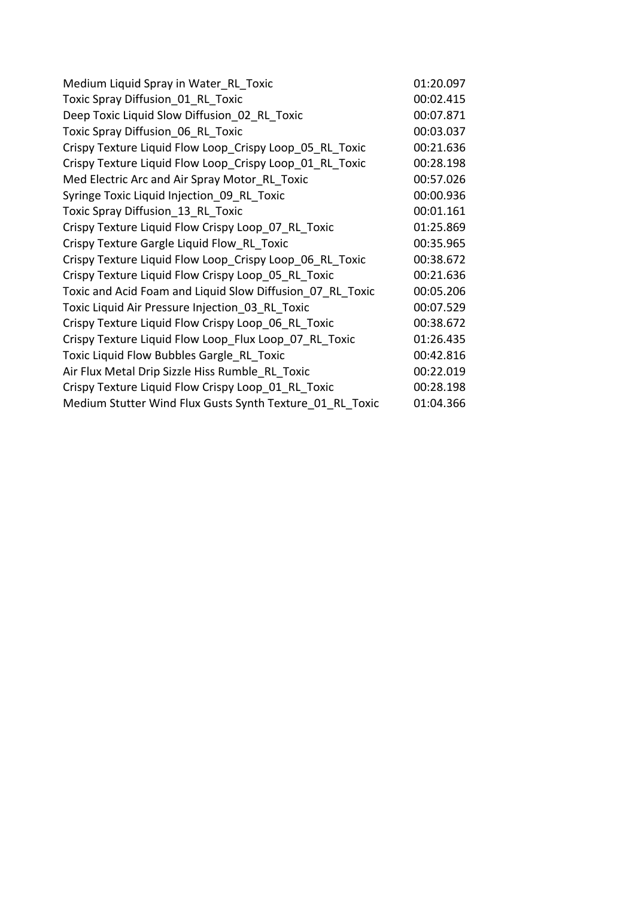| | |
|---|---|
| Medium Liquid Spray in Water_RL_Toxic | 01:20.097 |
| Toxic Spray Diffusion_01_RL_Toxic | 00:02.415 |
| Deep Toxic Liquid Slow Diffusion_02_RL_Toxic | 00:07.871 |
| Toxic Spray Diffusion_06_RL_Toxic | 00:03.037 |
| Crispy Texture Liquid Flow Loop_Crispy Loop_05_RL_Toxic | 00:21.636 |
| Crispy Texture Liquid Flow Loop_Crispy Loop_01_RL_Toxic | 00:28.198 |
| Med Electric Arc and Air Spray Motor_RL_Toxic | 00:57.026 |
| Syringe Toxic Liquid Injection_09_RL_Toxic | 00:00.936 |
| Toxic Spray Diffusion_13_RL_Toxic | 00:01.161 |
| Crispy Texture Liquid Flow Crispy Loop_07_RL_Toxic | 01:25.869 |
| Crispy Texture Gargle Liquid Flow_RL_Toxic | 00:35.965 |
| Crispy Texture Liquid Flow Loop_Crispy Loop_06_RL_Toxic | 00:38.672 |
| Crispy Texture Liquid Flow Crispy Loop_05_RL_Toxic | 00:21.636 |
| Toxic and Acid Foam and Liquid Slow Diffusion_07_RL_Toxic | 00:05.206 |
| Toxic Liquid Air Pressure Injection_03_RL_Toxic | 00:07.529 |
| Crispy Texture Liquid Flow Crispy Loop_06_RL_Toxic | 00:38.672 |
| Crispy Texture Liquid Flow Loop_Flux Loop_07_RL_Toxic | 01:26.435 |
| Toxic Liquid Flow Bubbles Gargle_RL_Toxic | 00:42.816 |
| Air Flux Metal Drip Sizzle Hiss Rumble_RL_Toxic | 00:22.019 |
| Crispy Texture Liquid Flow Crispy Loop_01_RL_Toxic | 00:28.198 |
| Medium Stutter Wind Flux Gusts Synth Texture_01_RL_Toxic | 01:04.366 |